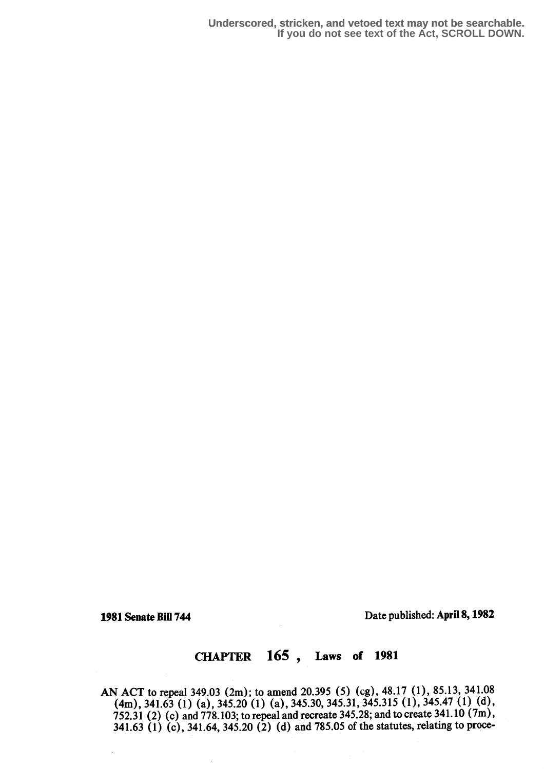Underscored, stricken, and vetoed text may not be searchable.
If you do not see text of the Act, SCROLL DOWN.

**1981 Senate Bill 744** Date published: **April 8, 1982**

# CHAPTER 165 , Laws of 1981

AN ACT to repeal 349.03 (2m); to amend 20.395 (5) (cg), 48.17 (1), 85.13, 341.08 (4m), 341.63 (1) (a), 345.20 (1) (a), 345.30, 345.31, 345.315 (1), 345.47 (1) (d), 752.31 (2) (c) and 778.103; to repeal and recreate 345.28; and to create 341.10 (7m), 341.63 (1) (c), 341.64, 345.20 (2) (d) and 785.05 of the statutes, relating to proce-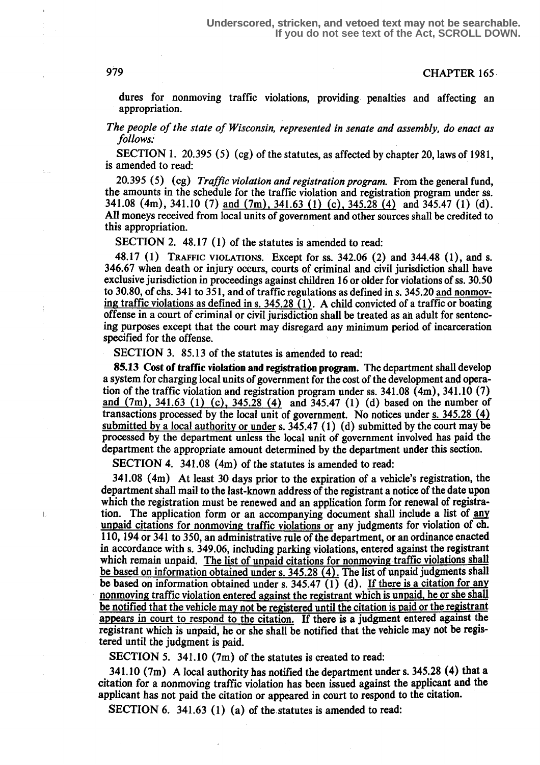dures for nonmoving traffic violations, providing penalties and affecting an appropriation.

*The people of the state of Wisconsin, represented in senate and assembly, do enact as follows:*

SECTION 1. 20.395 (5) (cg) of the statutes, as affected by chapter 20, laws of 1981, is amended to read:

20.395 (5) (cg) *Traffic violation and registration program.* From the general fund, the amounts in the schedule for the traffic violation and registration program under ss. 341.08 (4m), 341.10 (7) and (7m), 341.63 (1) (c), 345.28 (4) and 345.47 (1) (d). All moneys received from local units of government and other sources shall be credited to this appropriation.

SECTION 2. 48.17 (1) of the statutes is amended to read:

48.17 (1) TRAFFIC VIOLATIONS. Except for ss. 342.06 (2) and 344.48 (1), and s. 346.67 when death or injury occurs, courts of criminal and civil jurisdiction shall have exclusive jurisdiction in proceedings against children 16 or older for violations of ss. 30.50 to 30.80, of chs. 341 to 351, and of traffic regulations as defined in s. 345.20 and nonmoving traffic violations as defined in s. 345.28 (1). A child convicted of a traffic or boating offense in a court of criminal or civil jurisdiction shall be treated as an adult for sentencing purposes except that the court may disregard any minimum period of incarceration specified for the offense.

SECTION 3. 85.13 of the statutes is amended to read:

**85.13 Cost of traffic violation and registration program.** The department shall develop a system for charging local units of government for the cost of the development and operation of the traffic violation and registration program under ss. 341.08 (4m), 341.10 (7) and (7m), 341.63 (1) (c), 345.28 (4) and 345.47 (1) (d) based on the number of transactions processed by the local unit of government. No notices under s. 345.28 (4) submitted by a local authority or under s. 345.47 (1) (d) submitted by the court may be processed by the department unless the local unit of government involved has paid the department the appropriate amount determined by the department under this section.

SECTION 4. 341.08 (4m) of the statutes is amended to read:

341.08 (4m) At least 30 days prior to the expiration of a vehicle's registration, the department shall mail to the last-known address of the registrant a notice of the date upon which the registration must be renewed and an application form for renewal of registration. The application form or an accompanying document shall include a list of any unpaid citations for nonmoving traffic violations or any judgments for violation of ch. 110, 194 or 341 to 350, an administrative rule of the department, or an ordinance enacted in accordance with s. 349.06, including parking violations, entered against the registrant which remain unpaid. The list of unpaid citations for nonmoving traffic violations shall be based on information obtained under s. 345.28 (4). The list of unpaid judgments shall be based on information obtained under s. 345.47 (1) (d). If there is a citation for any nonmoving traffic violation entered against the registrant which is unpaid, he or she shall be notified that the vehicle may not be registered until the citation is paid or the registrant appears in court to respond to the citation. If there is a judgment entered against the registrant which is unpaid, he or she shall be notified that the vehicle may not be registered until the judgment is paid.

SECTION 5. 341.10 (7m) of the statutes is created to read:

341.10 (7m) A local authority has notified the department under s. 345.28 (4) that a citation for a nonmoving traffic violation has been issued against the applicant and the applicant has not paid the citation or appeared in court to respond to the citation.

SECTION 6. 341.63 (1) (a) of the statutes is amended to read: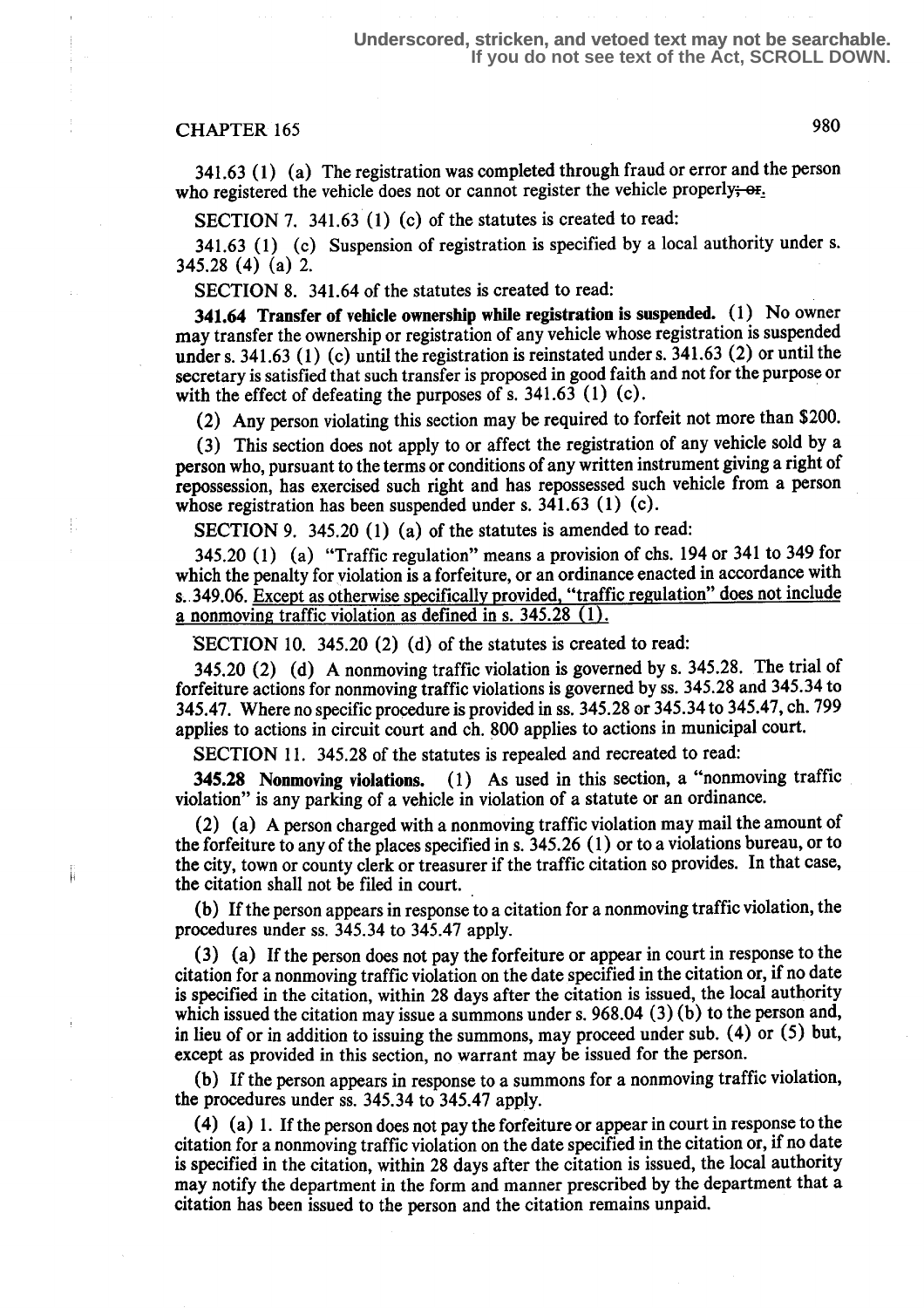Underscored, stricken, and vetoed text may not be searchable. If you do not see text of the Act, SCROLL DOWN.

CHAPTER 165

341.63 (1) (a) The registration was completed through fraud or error and the person who registered the vehicle does not or cannot register the vehicle properly~~; or~~.

SECTION 7. 341.63 (1) (c) of the statutes is created to read:

341.63 (1) (c) Suspension of registration is specified by a local authority under s. 345.28 (4) (a) 2.

SECTION 8. 341.64 of the statutes is created to read:

**341.64 Transfer of vehicle ownership while registration is suspended.** (1) No owner may transfer the ownership or registration of any vehicle whose registration is suspended under s. 341.63 (1) (c) until the registration is reinstated under s. 341.63 (2) or until the secretary is satisfied that such transfer is proposed in good faith and not for the purpose or with the effect of defeating the purposes of s. 341.63 (1) (c).

(2) Any person violating this section may be required to forfeit not more than $200.

(3) This section does not apply to or affect the registration of any vehicle sold by a person who, pursuant to the terms or conditions of any written instrument giving a right of repossession, has exercised such right and has repossessed such vehicle from a person whose registration has been suspended under s. 341.63 (1) (c).

SECTION 9. 345.20 (1) (a) of the statutes is amended to read:

345.20 (1) (a) "Traffic regulation" means a provision of chs. 194 or 341 to 349 for which the penalty for violation is a forfeiture, or an ordinance enacted in accordance with s. 349.06. <u>Except as otherwise specifically provided, "traffic regulation" does not include a nonmoving traffic violation as defined in s. 345.28 (1).</u>

SECTION 10. 345.20 (2) (d) of the statutes is created to read:

345.20 (2) (d) A nonmoving traffic violation is governed by s. 345.28. The trial of forfeiture actions for nonmoving traffic violations is governed by ss. 345.28 and 345.34 to 345.47. Where no specific procedure is provided in ss. 345.28 or 345.34 to 345.47, ch. 799 applies to actions in circuit court and ch. 800 applies to actions in municipal court.

SECTION 11. 345.28 of the statutes is repealed and recreated to read:

**345.28 Nonmoving violations.** (1) As used in this section, a "nonmoving traffic violation" is any parking of a vehicle in violation of a statute or an ordinance.

(2) (a) A person charged with a nonmoving traffic violation may mail the amount of the forfeiture to any of the places specified in s. 345.26 (1) or to a violations bureau, or to the city, town or county clerk or treasurer if the traffic citation so provides. In that case, the citation shall not be filed in court.

(b) If the person appears in response to a citation for a nonmoving traffic violation, the procedures under ss. 345.34 to 345.47 apply.

(3) (a) If the person does not pay the forfeiture or appear in court in response to the citation for a nonmoving traffic violation on the date specified in the citation or, if no date is specified in the citation, within 28 days after the citation is issued, the local authority which issued the citation may issue a summons under s. 968.04 (3) (b) to the person and, in lieu of or in addition to issuing the summons, may proceed under sub. (4) or (5) but, except as provided in this section, no warrant may be issued for the person.

(b) If the person appears in response to a summons for a nonmoving traffic violation, the procedures under ss. 345.34 to 345.47 apply.

(4) (a) 1. If the person does not pay the forfeiture or appear in court in response to the citation for a nonmoving traffic violation on the date specified in the citation or, if no date is specified in the citation, within 28 days after the citation is issued, the local authority may notify the department in the form and manner prescribed by the department that a citation has been issued to the person and the citation remains unpaid.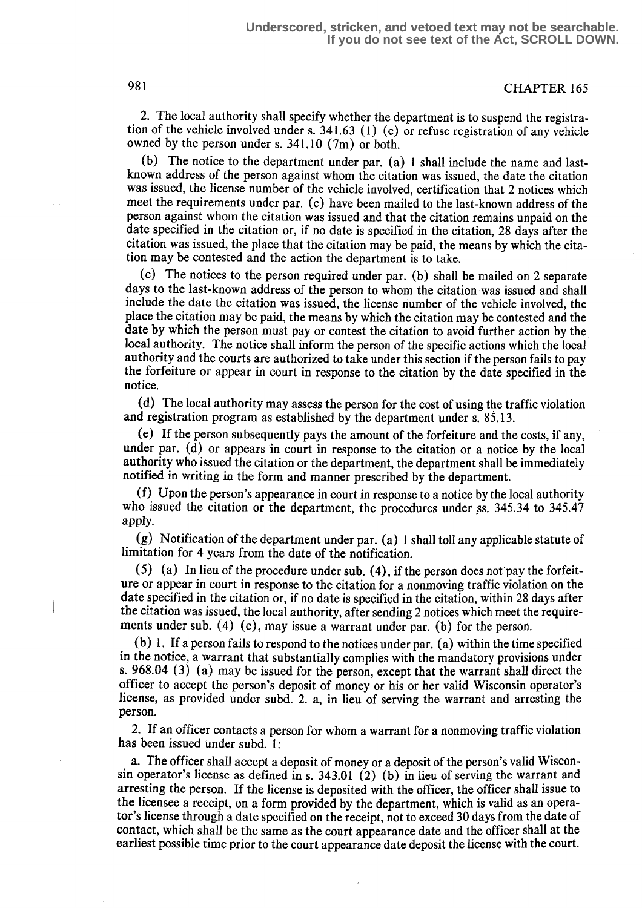2. The local authority shall specify whether the department is to suspend the registration of the vehicle involved under s. 341.63 (1) (c) or refuse registration of any vehicle owned by the person under s. 341.10 (7m) or both.

(b) The notice to the department under par. (a) 1 shall include the name and last-known address of the person against whom the citation was issued, the date the citation was issued, the license number of the vehicle involved, certification that 2 notices which meet the requirements under par. (c) have been mailed to the last-known address of the person against whom the citation was issued and that the citation remains unpaid on the date specified in the citation or, if no date is specified in the citation, 28 days after the citation was issued, the place that the citation may be paid, the means by which the citation may be contested and the action the department is to take.

(c) The notices to the person required under par. (b) shall be mailed on 2 separate days to the last-known address of the person to whom the citation was issued and shall include the date the citation was issued, the license number of the vehicle involved, the place the citation may be paid, the means by which the citation may be contested and the date by which the person must pay or contest the citation to avoid further action by the local authority. The notice shall inform the person of the specific actions which the local authority and the courts are authorized to take under this section if the person fails to pay the forfeiture or appear in court in response to the citation by the date specified in the notice.

(d) The local authority may assess the person for the cost of using the traffic violation and registration program as established by the department under s. 85.13.

(e) If the person subsequently pays the amount of the forfeiture and the costs, if any, under par. (d) or appears in court in response to the citation or a notice by the local authority who issued the citation or the department, the department shall be immediately notified in writing in the form and manner prescribed by the department.

(f) Upon the person's appearance in court in response to a notice by the local authority who issued the citation or the department, the procedures under ss. 345.34 to 345.47 apply.

(g) Notification of the department under par. (a) 1 shall toll any applicable statute of limitation for 4 years from the date of the notification.

(5) (a) In lieu of the procedure under sub. (4), if the person does not pay the forfeiture or appear in court in response to the citation for a nonmoving traffic violation on the date specified in the citation or, if no date is specified in the citation, within 28 days after the citation was issued, the local authority, after sending 2 notices which meet the requirements under sub. (4) (c), may issue a warrant under par. (b) for the person.

(b) 1. If a person fails to respond to the notices under par. (a) within the time specified in the notice, a warrant that substantially complies with the mandatory provisions under s. 968.04 (3) (a) may be issued for the person, except that the warrant shall direct the officer to accept the person's deposit of money or his or her valid Wisconsin operator's license, as provided under subd. 2. a, in lieu of serving the warrant and arresting the person.

2. If an officer contacts a person for whom a warrant for a nonmoving traffic violation has been issued under subd. 1:

a. The officer shall accept a deposit of money or a deposit of the person's valid Wisconsin operator's license as defined in s. 343.01 (2) (b) in lieu of serving the warrant and arresting the person. If the license is deposited with the officer, the officer shall issue to the licensee a receipt, on a form provided by the department, which is valid as an operator's license through a date specified on the receipt, not to exceed 30 days from the date of contact, which shall be the same as the court appearance date and the officer shall at the earliest possible time prior to the court appearance date deposit the license with the court.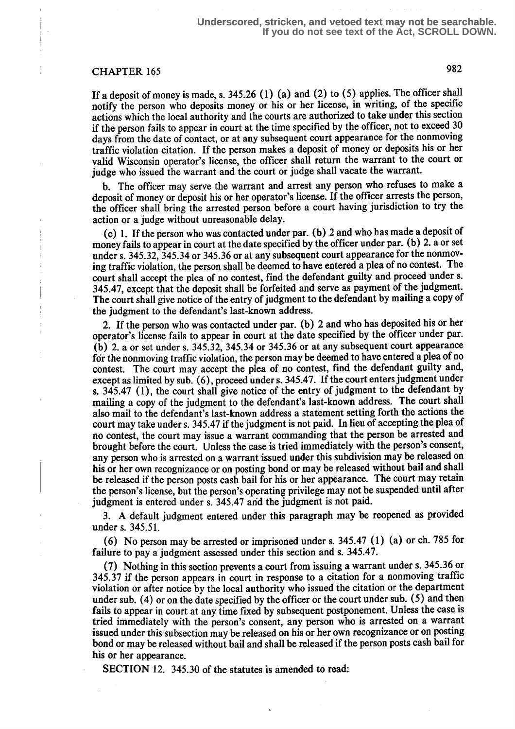If a deposit of money is made, s. 345.26 (1) (a) and (2) to (5) applies. The officer shall notify the person who deposits money or his or her license, in writing, of the specific actions which the local authority and the courts are authorized to take under this section if the person fails to appear in court at the time specified by the officer, not to exceed 30 days from the date of contact, or at any subsequent court appearance for the nonmoving traffic violation citation. If the person makes a deposit of money or deposits his or her valid Wisconsin operator's license, the officer shall return the warrant to the court or judge who issued the warrant and the court or judge shall vacate the warrant.

b. The officer may serve the warrant and arrest any person who refuses to make a deposit of money or deposit his or her operator's license. If the officer arrests the person, the officer shall bring the arrested person before a court having jurisdiction to try the action or a judge without unreasonable delay.

(c) 1. If the person who was contacted under par. (b) 2 and who has made a deposit of money fails to appear in court at the date specified by the officer under par. (b) 2. a or set under s. 345.32, 345.34 or 345.36 or at any subsequent court appearance for the nonmoving traffic violation, the person shall be deemed to have entered a plea of no contest. The court shall accept the plea of no contest, find the defendant guilty and proceed under s. 345.47, except that the deposit shall be forfeited and serve as payment of the judgment. The court shall give notice of the entry of judgment to the defendant by mailing a copy of the judgment to the defendant's last-known address.

2. If the person who was contacted under par. (b) 2 and who has deposited his or her operator's license fails to appear in court at the date specified by the officer under par. (b) 2. a or set under s. 345.32, 345.34 or 345.36 or at any subsequent court appearance for the nonmoving traffic violation, the person may be deemed to have entered a plea of no contest. The court may accept the plea of no contest, find the defendant guilty and, except as limited by sub. (6), proceed under s. 345.47. If the court enters judgment under s. 345.47 (1), the court shall give notice of the entry of judgment to the defendant by mailing a copy of the judgment to the defendant's last-known address. The court shall also mail to the defendant's last-known address a statement setting forth the actions the court may take under s. 345.47 if the judgment is not paid. In lieu of accepting the plea of no contest, the court may issue a warrant commanding that the person be arrested and brought before the court. Unless the case is tried immediately with the person's consent, any person who is arrested on a warrant issued under this subdivision may be released on his or her own recognizance or on posting bond or may be released without bail and shall be released if the person posts cash bail for his or her appearance. The court may retain the person's license, but the person's operating privilege may not be suspended until after judgment is entered under s. 345.47 and the judgment is not paid.

3. A default judgment entered under this paragraph may be reopened as provided under s. 345.51.

(6) No person may be arrested or imprisoned under s. 345.47 (1) (a) or ch. 785 for failure to pay a judgment assessed under this section and s. 345.47.

(7) Nothing in this section prevents a court from issuing a warrant under s. 345.36 or 345.37 if the person appears in court in response to a citation for a nonmoving traffic violation or after notice by the local authority who issued the citation or the department under sub. (4) or on the date specified by the officer or the court under sub. (5) and then fails to appear in court at any time fixed by subsequent postponement. Unless the case is tried immediately with the person's consent, any person who is arrested on a warrant issued under this subsection may be released on his or her own recognizance or on posting bond or may be released without bail and shall be released if the person posts cash bail for his or her appearance.

SECTION 12. 345.30 of the statutes is amended to read: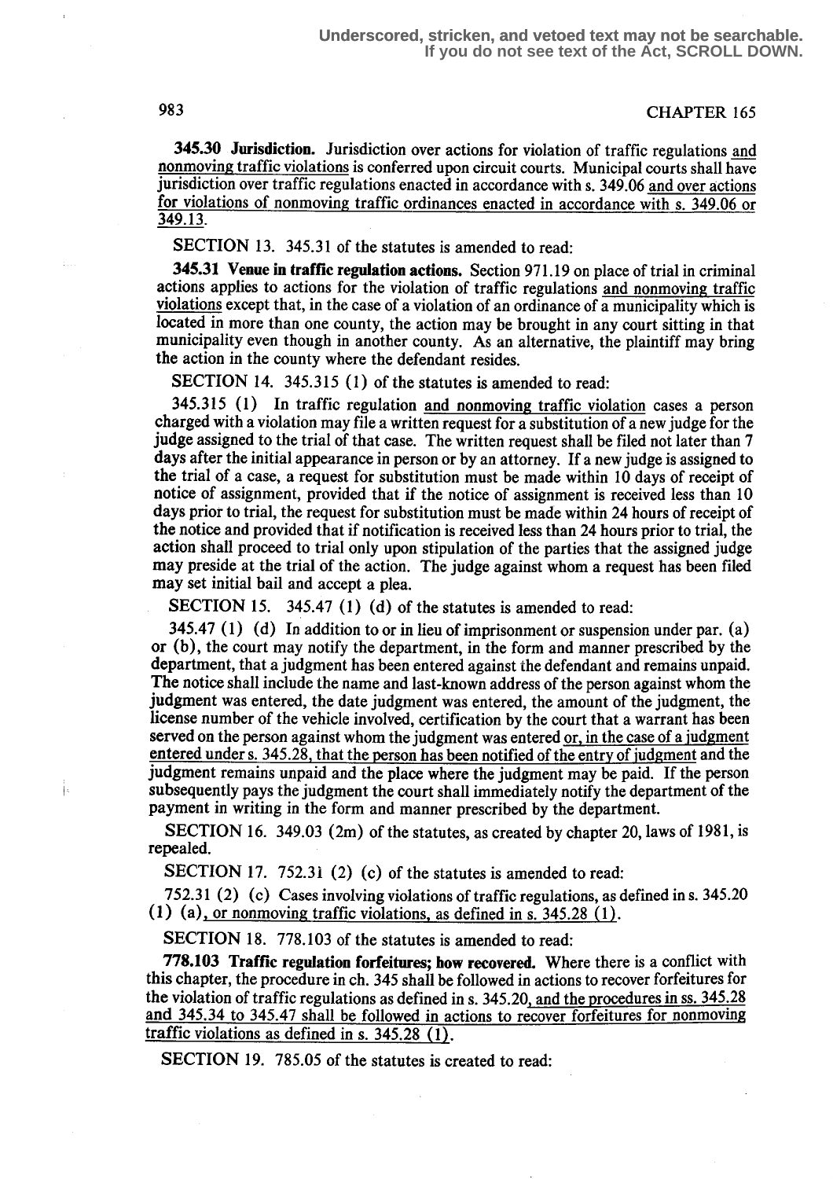**345.30 Jurisdiction.** Jurisdiction over actions for violation of traffic regulations and nonmoving traffic violations is conferred upon circuit courts. Municipal courts shall have jurisdiction over traffic regulations enacted in accordance with s. 349.06 and over actions for violations of nonmoving traffic ordinances enacted in accordance with s. 349.06 or 349.13.

SECTION 13. 345.31 of the statutes is amended to read:

**345.31 Venue in traffic regulation actions.** Section 971.19 on place of trial in criminal actions applies to actions for the violation of traffic regulations and nonmoving traffic violations except that, in the case of a violation of an ordinance of a municipality which is located in more than one county, the action may be brought in any court sitting in that municipality even though in another county. As an alternative, the plaintiff may bring the action in the county where the defendant resides.

SECTION 14. 345.315 (1) of the statutes is amended to read:

345.315 (1) In traffic regulation and nonmoving traffic violation cases a person charged with a violation may file a written request for a substitution of a new judge for the judge assigned to the trial of that case. The written request shall be filed not later than 7 days after the initial appearance in person or by an attorney. If a new judge is assigned to the trial of a case, a request for substitution must be made within 10 days of receipt of notice of assignment, provided that if the notice of assignment is received less than 10 days prior to trial, the request for substitution must be made within 24 hours of receipt of the notice and provided that if notification is received less than 24 hours prior to trial, the action shall proceed to trial only upon stipulation of the parties that the assigned judge may preside at the trial of the action. The judge against whom a request has been filed may set initial bail and accept a plea.

SECTION 15. 345.47 (1) (d) of the statutes is amended to read:

345.47 (1) (d) In addition to or in lieu of imprisonment or suspension under par. (a) or (b), the court may notify the department, in the form and manner prescribed by the department, that a judgment has been entered against the defendant and remains unpaid. The notice shall include the name and last-known address of the person against whom the judgment was entered, the date judgment was entered, the amount of the judgment, the license number of the vehicle involved, certification by the court that a warrant has been served on the person against whom the judgment was entered or, in the case of a judgment entered under s. 345.28, that the person has been notified of the entry of judgment and the judgment remains unpaid and the place where the judgment may be paid. If the person subsequently pays the judgment the court shall immediately notify the department of the payment in writing in the form and manner prescribed by the department.

SECTION 16. 349.03 (2m) of the statutes, as created by chapter 20, laws of 1981, is repealed.

SECTION 17. 752.31 (2) (c) of the statutes is amended to read:

752.31 (2) (c) Cases involving violations of traffic regulations, as defined in s. 345.20 (1) (a), or nonmoving traffic violations, as defined in s. 345.28 (1).

SECTION 18. 778.103 of the statutes is amended to read:

**778.103 Traffic regulation forfeitures; how recovered.** Where there is a conflict with this chapter, the procedure in ch. 345 shall be followed in actions to recover forfeitures for the violation of traffic regulations as defined in s. 345.20, and the procedures in ss. 345.28 and 345.34 to 345.47 shall be followed in actions to recover forfeitures for nonmoving traffic violations as defined in s. 345.28 (1).

SECTION 19. 785.05 of the statutes is created to read: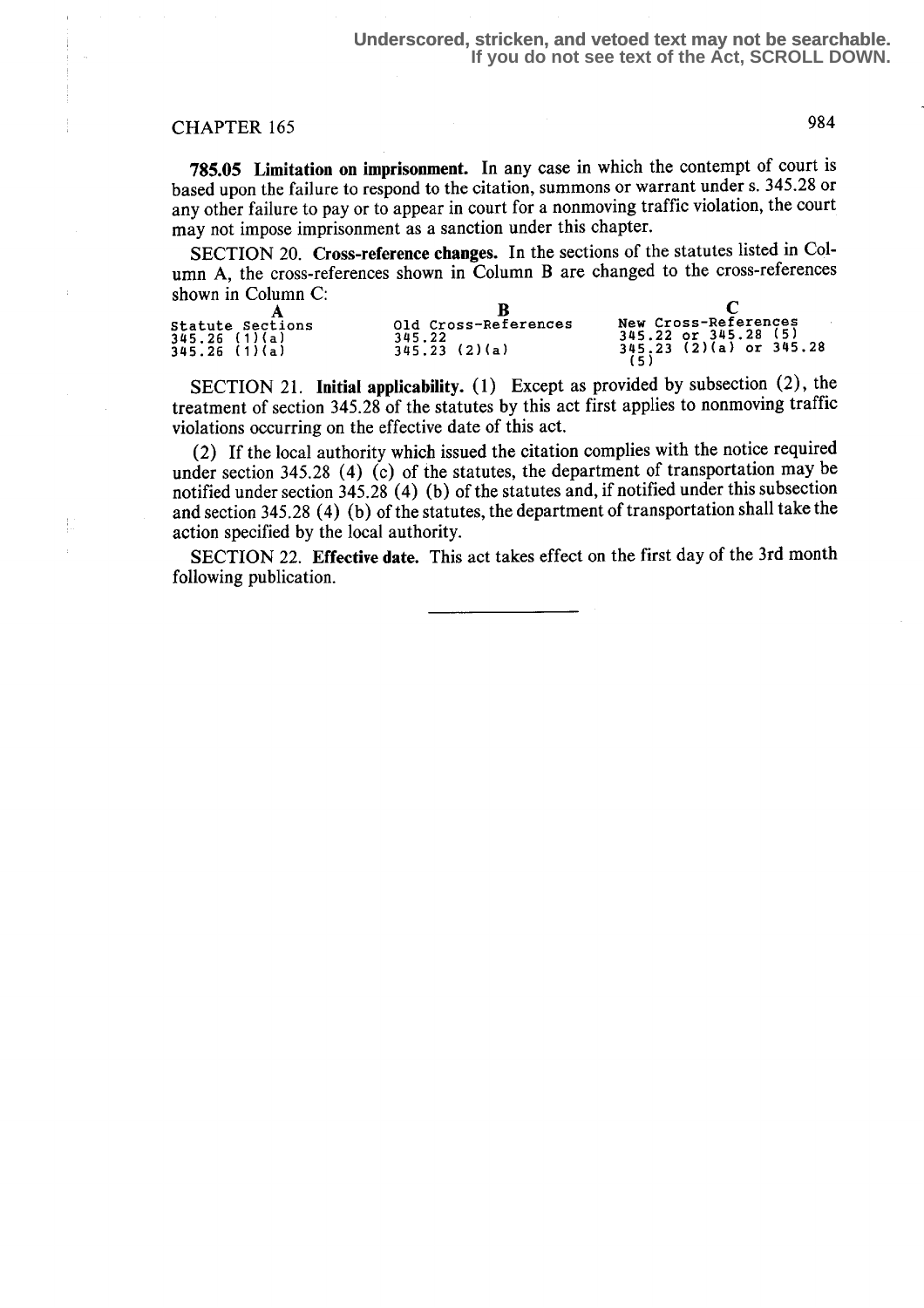**785.05 Limitation on imprisonment.** In any case in which the contempt of court is based upon the failure to respond to the citation, summons or warrant under s. 345.28 or any other failure to pay or to appear in court for a nonmoving traffic violation, the court may not impose imprisonment as a sanction under this chapter.

SECTION 20. **Cross-reference changes.** In the sections of the statutes listed in Column A, the cross-references shown in Column B are changed to the cross-references shown in Column C:

| A | B | C |
|---|---|---|
| Statute Sections | Old Cross-References | New Cross-References |
| 345.26 (1)(a) | 345.22 | 345.22 or 345.28 (5) |
| 345.26 (1)(a) | 345.23 (2)(a) | 345.23 (2)(a) or 345.28 (5) |

SECTION 21. **Initial applicability.** (1) Except as provided by subsection (2), the treatment of section 345.28 of the statutes by this act first applies to nonmoving traffic violations occurring on the effective date of this act.

(2) If the local authority which issued the citation complies with the notice required under section 345.28 (4) (c) of the statutes, the department of transportation may be notified under section 345.28 (4) (b) of the statutes and, if notified under this subsection and section 345.28 (4) (b) of the statutes, the department of transportation shall take the action specified by the local authority.

SECTION 22. **Effective date.** This act takes effect on the first day of the 3rd month following publication.